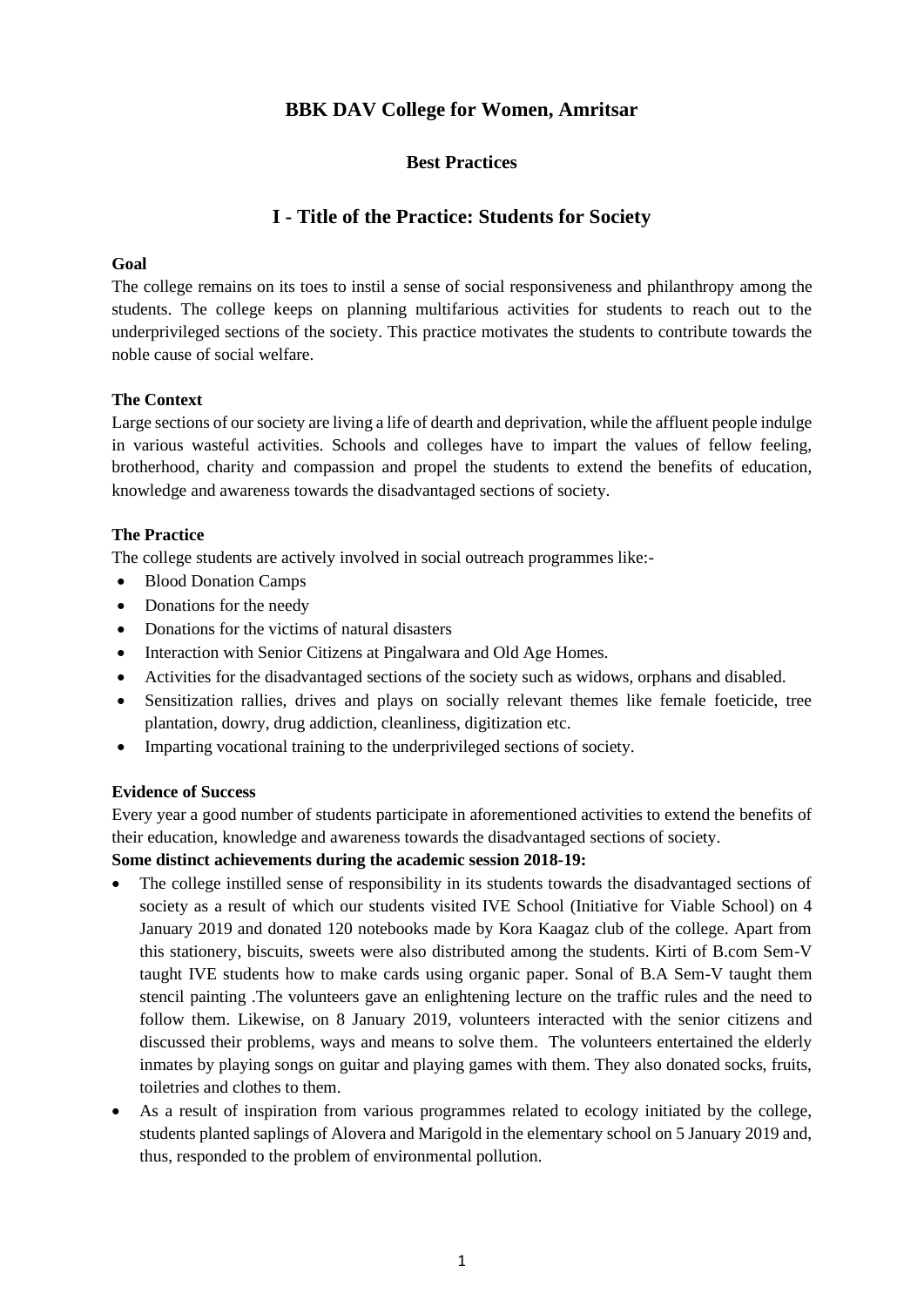# BBK DAV College for Women, Amritsar

## Best Practices

## I - Title of the Practice: Students for Society

**Goal**

The college remains on its toes to instil a sense of social responsiveness and philanthropy among the students. The college keeps on planning multifarious activities for students to reach out to the underprivileged sections of the society. This practice motivates the students to contribute towards the noble cause of social welfare.

**The Context**

Large sections of our society are living a life of dearth and deprivation, while the affluent people indulge in various wasteful activities. Schools and colleges have to impart the values of fellow feeling, brotherhood, charity and compassion and propel the students to extend the benefits of education, knowledge and awareness towards the disadvantaged sections of society.

**The Practice**

The college students are actively involved in social outreach programmes like:-

- Blood Donation Camps
- Donations for the needy
- Donations for the victims of natural disasters
- Interaction with Senior Citizens at Pingalwara and Old Age Homes.
- Activities for the disadvantaged sections of the society such as widows, orphans and disabled.
- Sensitization rallies, drives and plays on socially relevant themes like female foeticide, tree plantation, dowry, drug addiction, cleanliness, digitization etc.
- Imparting vocational training to the underprivileged sections of society.

**Evidence of Success**

Every year a good number of students participate in aforementioned activities to extend the benefits of their education, knowledge and awareness towards the disadvantaged sections of society.

**Some distinct achievements during the academic session 2018-19:**

- The college instilled sense of responsibility in its students towards the disadvantaged sections of society as a result of which our students visited IVE School (Initiative for Viable School) on 4 January 2019 and donated 120 notebooks made by Kora Kaagaz club of the college. Apart from this stationery, biscuits, sweets were also distributed among the students. Kirti of B.com Sem-V taught IVE students how to make cards using organic paper. Sonal of B.A Sem-V taught them stencil painting .The volunteers gave an enlightening lecture on the traffic rules and the need to follow them. Likewise, on 8 January 2019, volunteers interacted with the senior citizens and discussed their problems, ways and means to solve them. The volunteers entertained the elderly inmates by playing songs on guitar and playing games with them. They also donated socks, fruits, toiletries and clothes to them.
- As a result of inspiration from various programmes related to ecology initiated by the college, students planted saplings of Alovera and Marigold in the elementary school on 5 January 2019 and, thus, responded to the problem of environmental pollution.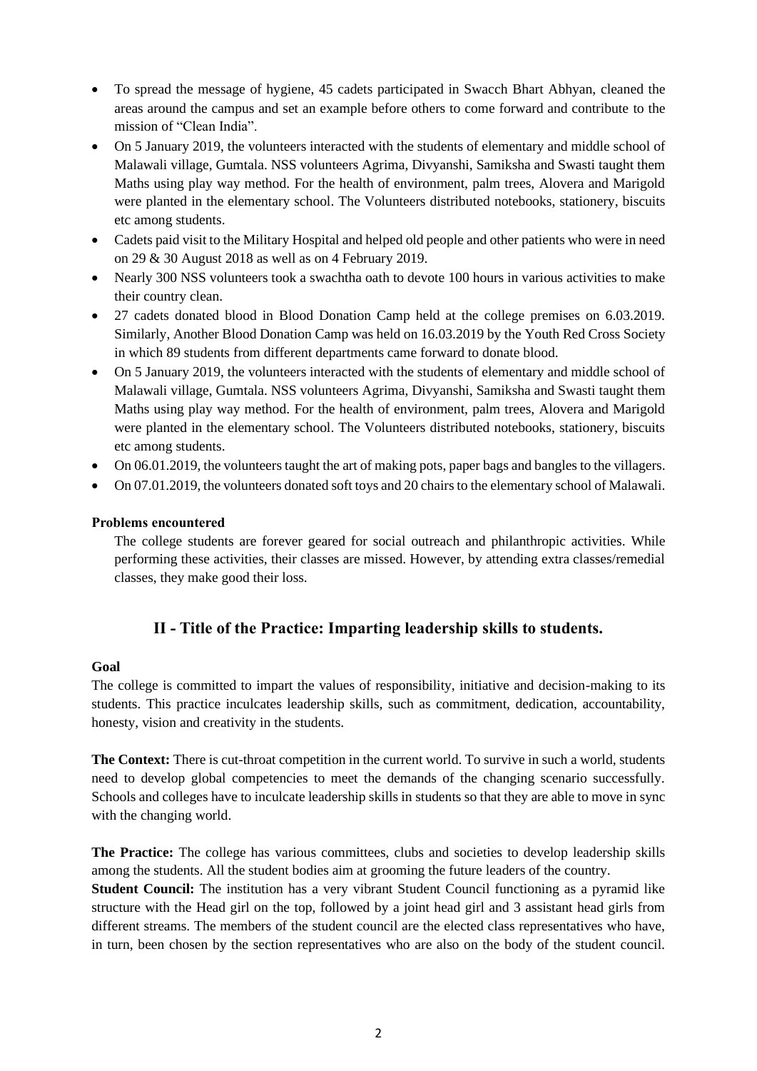- To spread the message of hygiene, 45 cadets participated in Swacch Bhart Abhyan, cleaned the areas around the campus and set an example before others to come forward and contribute to the mission of "Clean India".
- On 5 January 2019, the volunteers interacted with the students of elementary and middle school of Malawali village, Gumtala. NSS volunteers Agrima, Divyanshi, Samiksha and Swasti taught them Maths using play way method. For the health of environment, palm trees, Alovera and Marigold were planted in the elementary school. The Volunteers distributed notebooks, stationery, biscuits etc among students.
- Cadets paid visit to the Military Hospital and helped old people and other patients who were in need on 29 & 30 August 2018 as well as on 4 February 2019.
- Nearly 300 NSS volunteers took a swachtha oath to devote 100 hours in various activities to make their country clean.
- 27 cadets donated blood in Blood Donation Camp held at the college premises on 6.03.2019. Similarly, Another Blood Donation Camp was held on 16.03.2019 by the Youth Red Cross Society in which 89 students from different departments came forward to donate blood.
- On 5 January 2019, the volunteers interacted with the students of elementary and middle school of Malawali village, Gumtala. NSS volunteers Agrima, Divyanshi, Samiksha and Swasti taught them Maths using play way method. For the health of environment, palm trees, Alovera and Marigold were planted in the elementary school. The Volunteers distributed notebooks, stationery, biscuits etc among students.
- On 06.01.2019, the volunteers taught the art of making pots, paper bags and bangles to the villagers.
- On 07.01.2019, the volunteers donated soft toys and 20 chairs to the elementary school of Malawali.

**Problems encountered**

The college students are forever geared for social outreach and philanthropic activities. While performing these activities, their classes are missed. However, by attending extra classes/remedial classes, they make good their loss.

## II - Title of the Practice: Imparting leadership skills to students.

**Goal**

The college is committed to impart the values of responsibility, initiative and decision-making to its students. This practice inculcates leadership skills, such as commitment, dedication, accountability, honesty, vision and creativity in the students.

**The Context:** There is cut-throat competition in the current world. To survive in such a world, students need to develop global competencies to meet the demands of the changing scenario successfully. Schools and colleges have to inculcate leadership skills in students so that they are able to move in sync with the changing world.

**The Practice:** The college has various committees, clubs and societies to develop leadership skills among the students. All the student bodies aim at grooming the future leaders of the country.

**Student Council:** The institution has a very vibrant Student Council functioning as a pyramid like structure with the Head girl on the top, followed by a joint head girl and 3 assistant head girls from different streams. The members of the student council are the elected class representatives who have, in turn, been chosen by the section representatives who are also on the body of the student council.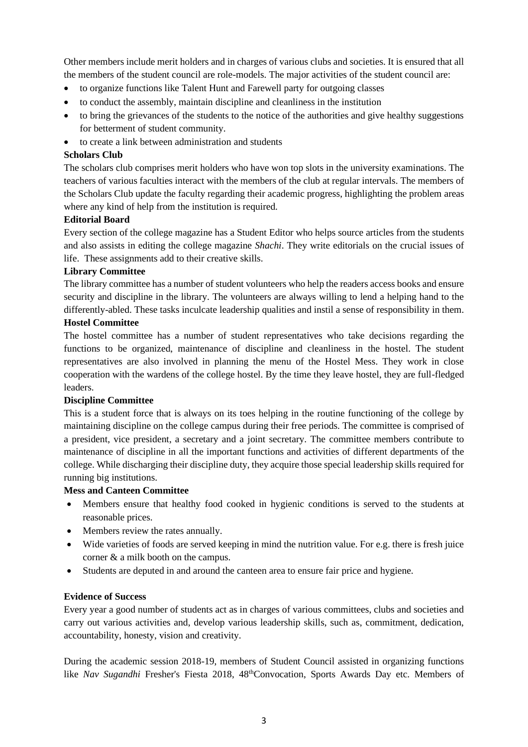Other members include merit holders and in charges of various clubs and societies. It is ensured that all the members of the student council are role-models. The major activities of the student council are:

- to organize functions like Talent Hunt and Farewell party for outgoing classes
- to conduct the assembly, maintain discipline and cleanliness in the institution
- to bring the grievances of the students to the notice of the authorities and give healthy suggestions for betterment of student community.
- to create a link between administration and students

**Scholars Club**

The scholars club comprises merit holders who have won top slots in the university examinations. The teachers of various faculties interact with the members of the club at regular intervals. The members of the Scholars Club update the faculty regarding their academic progress, highlighting the problem areas where any kind of help from the institution is required.

**Editorial Board**

Every section of the college magazine has a Student Editor who helps source articles from the students and also assists in editing the college magazine *Shachi*. They write editorials on the crucial issues of life. These assignments add to their creative skills.

**Library Committee**

The library committee has a number of student volunteers who help the readers access books and ensure security and discipline in the library. The volunteers are always willing to lend a helping hand to the differently-abled. These tasks inculcate leadership qualities and instil a sense of responsibility in them.

**Hostel Committee**

The hostel committee has a number of student representatives who take decisions regarding the functions to be organized, maintenance of discipline and cleanliness in the hostel. The student representatives are also involved in planning the menu of the Hostel Mess. They work in close cooperation with the wardens of the college hostel. By the time they leave hostel, they are full-fledged leaders.

**Discipline Committee**

This is a student force that is always on its toes helping in the routine functioning of the college by maintaining discipline on the college campus during their free periods. The committee is comprised of a president, vice president, a secretary and a joint secretary. The committee members contribute to maintenance of discipline in all the important functions and activities of different departments of the college. While discharging their discipline duty, they acquire those special leadership skills required for running big institutions.

**Mess and Canteen Committee**

- Members ensure that healthy food cooked in hygienic conditions is served to the students at reasonable prices.
- Members review the rates annually.
- Wide varieties of foods are served keeping in mind the nutrition value. For e.g. there is fresh juice corner & a milk booth on the campus.
- Students are deputed in and around the canteen area to ensure fair price and hygiene.

**Evidence of Success**

Every year a good number of students act as in charges of various committees, clubs and societies and carry out various activities and, develop various leadership skills, such as, commitment, dedication, accountability, honesty, vision and creativity.

During the academic session 2018-19, members of Student Council assisted in organizing functions like *Nav Sugandhi* Fresher's Fiesta 2018, 48thConvocation, Sports Awards Day etc. Members of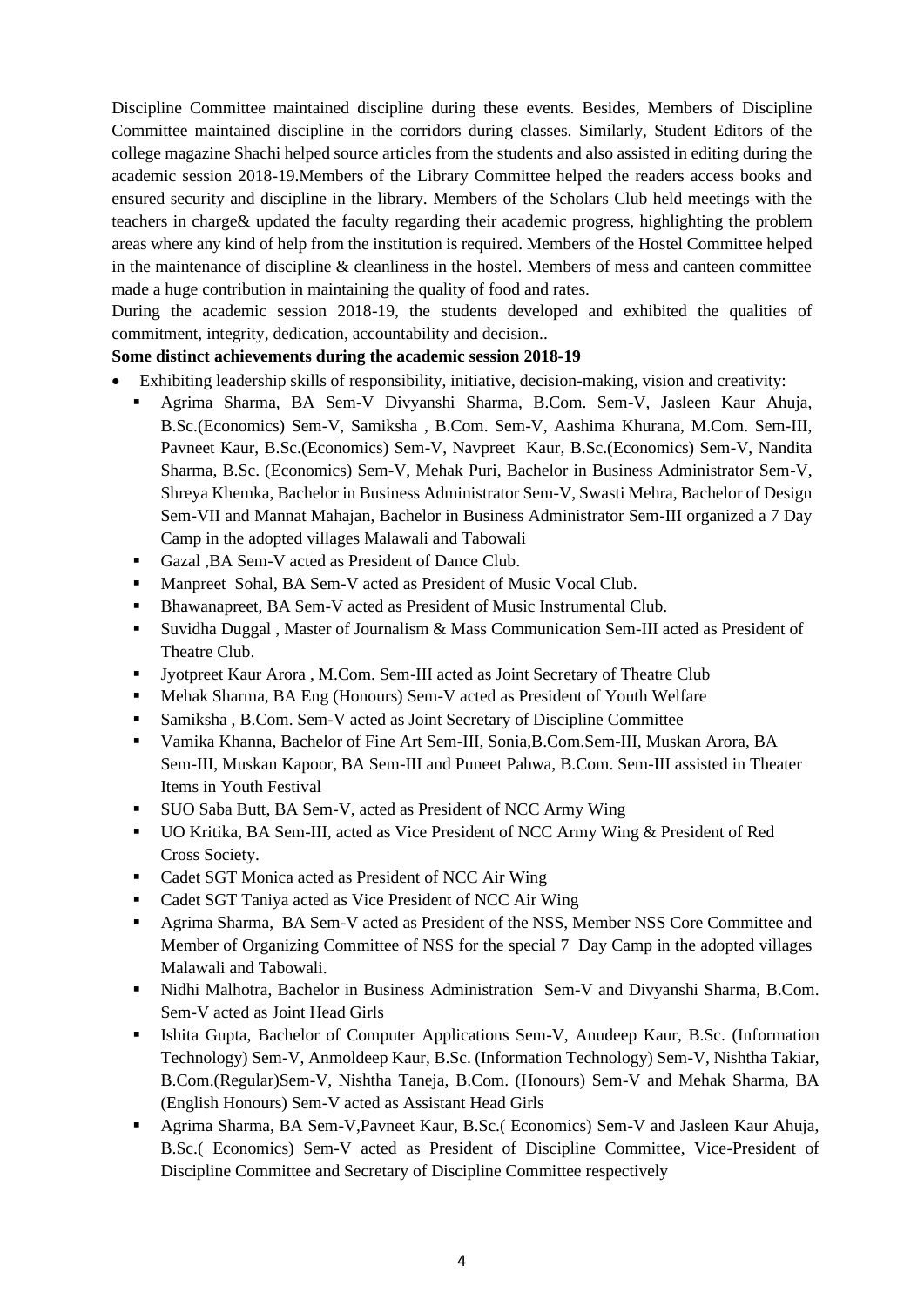Discipline Committee maintained discipline during these events. Besides, Members of Discipline Committee maintained discipline in the corridors during classes. Similarly, Student Editors of the college magazine Shachi helped source articles from the students and also assisted in editing during the academic session 2018-19.Members of the Library Committee helped the readers access books and ensured security and discipline in the library. Members of the Scholars Club held meetings with the teachers in charge& updated the faculty regarding their academic progress, highlighting the problem areas where any kind of help from the institution is required. Members of the Hostel Committee helped in the maintenance of discipline & cleanliness in the hostel. Members of mess and canteen committee made a huge contribution in maintaining the quality of food and rates.

During the academic session 2018-19, the students developed and exhibited the qualities of commitment, integrity, dedication, accountability and decision..

**Some distinct achievements during the academic session 2018-19**

- Exhibiting leadership skills of responsibility, initiative, decision-making, vision and creativity:
  - Agrima Sharma, BA Sem-V Divyanshi Sharma, B.Com. Sem-V, Jasleen Kaur Ahuja, B.Sc.(Economics) Sem-V, Samiksha , B.Com. Sem-V, Aashima Khurana, M.Com. Sem-III, Pavneet Kaur, B.Sc.(Economics) Sem-V, Navpreet Kaur, B.Sc.(Economics) Sem-V, Nandita Sharma, B.Sc. (Economics) Sem-V, Mehak Puri, Bachelor in Business Administrator Sem-V, Shreya Khemka, Bachelor in Business Administrator Sem-V, Swasti Mehra, Bachelor of Design Sem-VII and Mannat Mahajan, Bachelor in Business Administrator Sem-III organized a 7 Day Camp in the adopted villages Malawali and Tabowali
  - Gazal ,BA Sem-V acted as President of Dance Club.
  - Manpreet Sohal, BA Sem-V acted as President of Music Vocal Club.
  - Bhawanapreet, BA Sem-V acted as President of Music Instrumental Club.
  - Suvidha Duggal , Master of Journalism & Mass Communication Sem-III acted as President of Theatre Club.
  - Jyotpreet Kaur Arora , M.Com. Sem-III acted as Joint Secretary of Theatre Club
  - Mehak Sharma, BA Eng (Honours) Sem-V acted as President of Youth Welfare
  - Samiksha , B.Com. Sem-V acted as Joint Secretary of Discipline Committee
  - Vamika Khanna, Bachelor of Fine Art Sem-III, Sonia,B.Com.Sem-III, Muskan Arora, BA Sem-III, Muskan Kapoor, BA Sem-III and Puneet Pahwa, B.Com. Sem-III assisted in Theater Items in Youth Festival
  - SUO Saba Butt, BA Sem-V, acted as President of NCC Army Wing
  - UO Kritika, BA Sem-III, acted as Vice President of NCC Army Wing & President of Red Cross Society.
  - Cadet SGT Monica acted as President of NCC Air Wing
  - Cadet SGT Taniya acted as Vice President of NCC Air Wing
  - Agrima Sharma, BA Sem-V acted as President of the NSS, Member NSS Core Committee and Member of Organizing Committee of NSS for the special 7 Day Camp in the adopted villages Malawali and Tabowali.
  - Nidhi Malhotra, Bachelor in Business Administration Sem-V and Divyanshi Sharma, B.Com. Sem-V acted as Joint Head Girls
  - Ishita Gupta, Bachelor of Computer Applications Sem-V, Anudeep Kaur, B.Sc. (Information Technology) Sem-V, Anmoldeep Kaur, B.Sc. (Information Technology) Sem-V, Nishtha Takiar, B.Com.(Regular)Sem-V, Nishtha Taneja, B.Com. (Honours) Sem-V and Mehak Sharma, BA (English Honours) Sem-V acted as Assistant Head Girls
  - Agrima Sharma, BA Sem-V,Pavneet Kaur, B.Sc.( Economics) Sem-V and Jasleen Kaur Ahuja, B.Sc.( Economics) Sem-V acted as President of Discipline Committee, Vice-President of Discipline Committee and Secretary of Discipline Committee respectively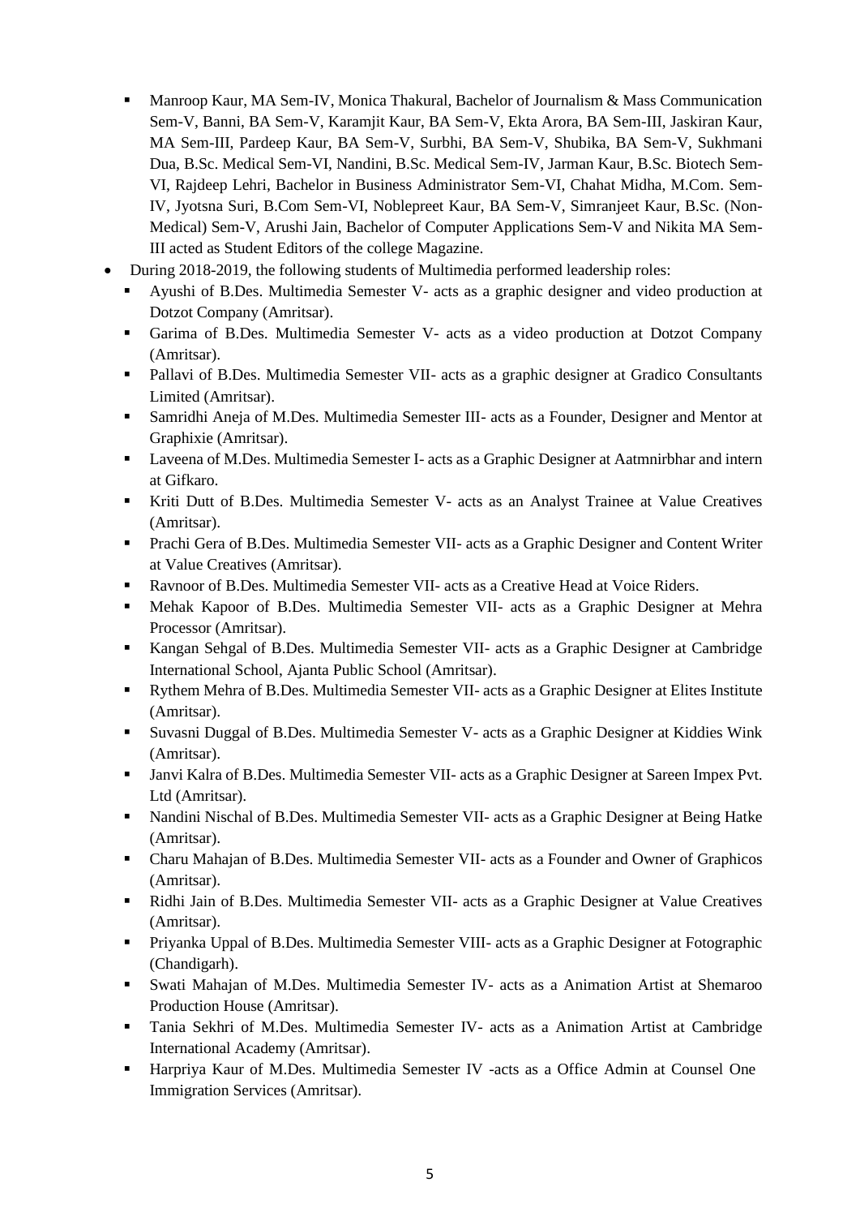- Manroop Kaur, MA Sem-IV, Monica Thakural, Bachelor of Journalism & Mass Communication Sem-V, Banni, BA Sem-V, Karamjit Kaur, BA Sem-V, Ekta Arora, BA Sem-III, Jaskiran Kaur, MA Sem-III, Pardeep Kaur, BA Sem-V, Surbhi, BA Sem-V, Shubika, BA Sem-V, Sukhmani Dua, B.Sc. Medical Sem-VI, Nandini, B.Sc. Medical Sem-IV, Jarman Kaur, B.Sc. Biotech Sem-VI, Rajdeep Lehri, Bachelor in Business Administrator Sem-VI, Chahat Midha, M.Com. Sem-IV, Jyotsna Suri, B.Com Sem-VI, Noblepreet Kaur, BA Sem-V, Simranjeet Kaur, B.Sc. (Non-Medical) Sem-V, Arushi Jain, Bachelor of Computer Applications Sem-V and Nikita MA Sem-III acted as Student Editors of the college Magazine.

- During 2018-2019, the following students of Multimedia performed leadership roles:
  - Ayushi of B.Des. Multimedia Semester V- acts as a graphic designer and video production at Dotzot Company (Amritsar).
  - Garima of B.Des. Multimedia Semester V- acts as a video production at Dotzot Company (Amritsar).
  - Pallavi of B.Des. Multimedia Semester VII- acts as a graphic designer at Gradico Consultants Limited (Amritsar).
  - Samridhi Aneja of M.Des. Multimedia Semester III- acts as a Founder, Designer and Mentor at Graphixie (Amritsar).
  - Laveena of M.Des. Multimedia Semester I- acts as a Graphic Designer at Aatmnirbhar and intern at Gifkaro.
  - Kriti Dutt of B.Des. Multimedia Semester V- acts as an Analyst Trainee at Value Creatives (Amritsar).
  - Prachi Gera of B.Des. Multimedia Semester VII- acts as a Graphic Designer and Content Writer at Value Creatives (Amritsar).
  - Ravnoor of B.Des. Multimedia Semester VII- acts as a Creative Head at Voice Riders.
  - Mehak Kapoor of B.Des. Multimedia Semester VII- acts as a Graphic Designer at Mehra Processor (Amritsar).
  - Kangan Sehgal of B.Des. Multimedia Semester VII- acts as a Graphic Designer at Cambridge International School, Ajanta Public School (Amritsar).
  - Rythem Mehra of B.Des. Multimedia Semester VII- acts as a Graphic Designer at Elites Institute (Amritsar).
  - Suvasni Duggal of B.Des. Multimedia Semester V- acts as a Graphic Designer at Kiddies Wink (Amritsar).
  - Janvi Kalra of B.Des. Multimedia Semester VII- acts as a Graphic Designer at Sareen Impex Pvt. Ltd (Amritsar).
  - Nandini Nischal of B.Des. Multimedia Semester VII- acts as a Graphic Designer at Being Hatke (Amritsar).
  - Charu Mahajan of B.Des. Multimedia Semester VII- acts as a Founder and Owner of Graphicos (Amritsar).
  - Ridhi Jain of B.Des. Multimedia Semester VII- acts as a Graphic Designer at Value Creatives (Amritsar).
  - Priyanka Uppal of B.Des. Multimedia Semester VIII- acts as a Graphic Designer at Fotographic (Chandigarh).
  - Swati Mahajan of M.Des. Multimedia Semester IV- acts as a Animation Artist at Shemaroo Production House (Amritsar).
  - Tania Sekhri of M.Des. Multimedia Semester IV- acts as a Animation Artist at Cambridge International Academy (Amritsar).
  - Harpriya Kaur of M.Des. Multimedia Semester IV -acts as a Office Admin at Counsel One Immigration Services (Amritsar).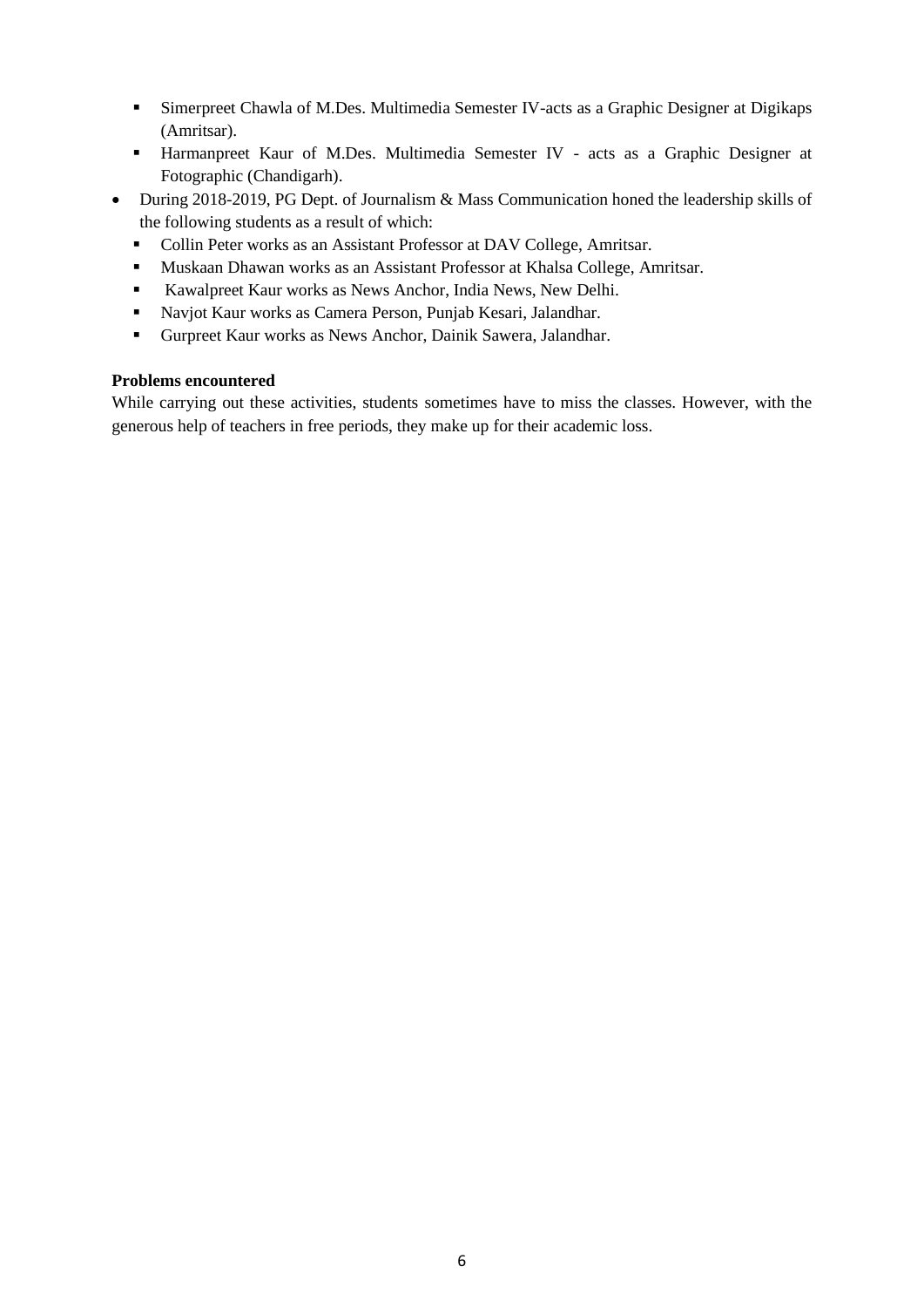- Simerpreet Chawla of M.Des. Multimedia Semester IV-acts as a Graphic Designer at Digikaps (Amritsar).
  - Harmanpreet Kaur of M.Des. Multimedia Semester IV - acts as a Graphic Designer at Fotographic (Chandigarh).
- During 2018-2019, PG Dept. of Journalism & Mass Communication honed the leadership skills of the following students as a result of which:
  - Collin Peter works as an Assistant Professor at DAV College, Amritsar.
  - Muskaan Dhawan works as an Assistant Professor at Khalsa College, Amritsar.
  - Kawalpreet Kaur works as News Anchor, India News, New Delhi.
  - Navjot Kaur works as Camera Person, Punjab Kesari, Jalandhar.
  - Gurpreet Kaur works as News Anchor, Dainik Sawera, Jalandhar.

**Problems encountered**

While carrying out these activities, students sometimes have to miss the classes. However, with the generous help of teachers in free periods, they make up for their academic loss.